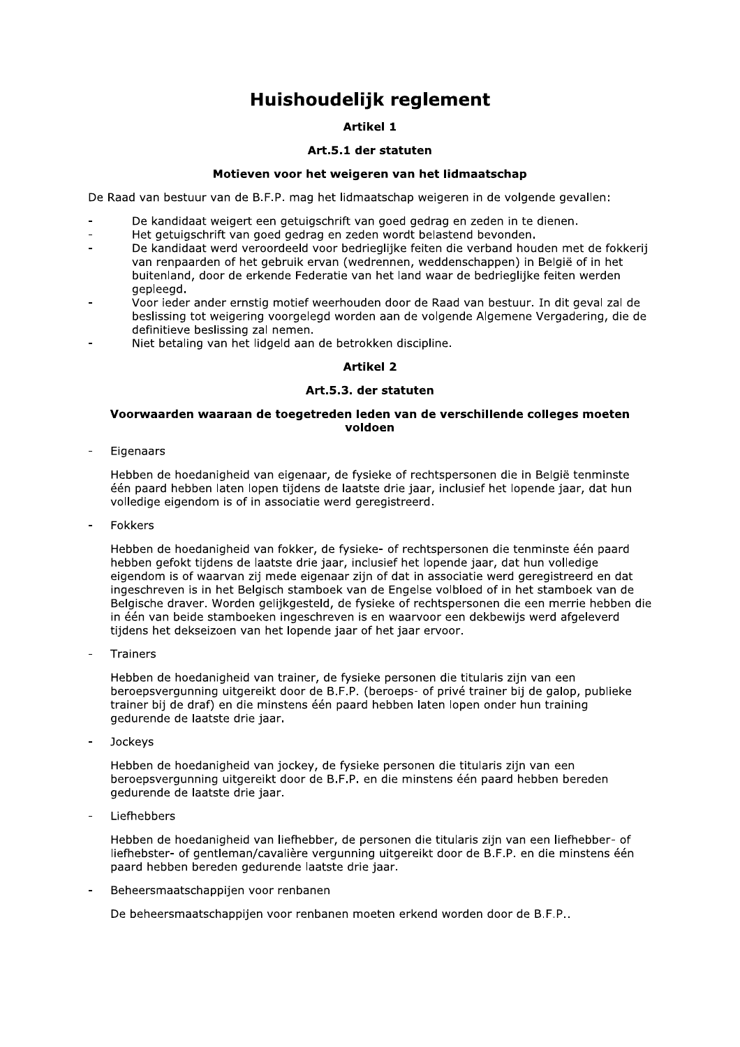# Huishoudelijk reglement

### Artikel 1

### Art.5.1 der statuten

### Motieven voor het weigeren van het lidmaatschap

De Raad van bestuur van de B.F.P. mag het lidmaatschap weigeren in de volgende gevallen:

- De kandidaat weigert een getuigschrift van goed gedrag en zeden in te dienen.
- Het getuigschrift van goed gedrag en zeden wordt belastend bevonden.
- De kandidaat werd veroordeeld voor bedrieglijke feiten die verband houden met de fokkerij van renpaarden of het gebruik ervan (wedrennen, weddenschappen) in België of in het buitenland, door de erkende Federatie van het land waar de bedrieglijke feiten werden gepleegd.
- Voor ieder ander ernstig motief weerhouden door de Raad van bestuur. In dit geval zal de beslissing tot weigering voorgelegd worden aan de volgende Algemene Vergadering, die de definitieve beslissing zal nemen.
- Niet betaling van het lidgeld aan de betrokken discipline.

### Artikel 2

### Art.5.3. der statuten

### Voorwaarden waaraan de toegetreden leden van de verschillende colleges moeten voldoen

- Eigenaars

  Hebben de hoedanigheid van eigenaar, de fysieke of rechtspersonen die in België tenminste één paard hebben laten lopen tijdens de laatste drie jaar, inclusief het lopende jaar, dat hun volledige eigendom is of in associatie werd geregistreerd.

- Fokkers

  Hebben de hoedanigheid van fokker, de fysieke- of rechtspersonen die tenminste één paard hebben gefokt tijdens de laatste drie jaar, inclusief het lopende jaar, dat hun volledige eigendom is of waarvan zij mede eigenaar zijn of dat in associatie werd geregistreerd en dat ingeschreven is in het Belgisch stamboek van de Engelse volbloed of in het stamboek van de Belgische draver. Worden gelijkgesteld, de fysieke of rechtspersonen die een merrie hebben die in één van beide stamboeken ingeschreven is en waarvoor een dekbewijs werd afgeleverd tijdens het dekseizoen van het lopende jaar of het jaar ervoor.

- Trainers

  Hebben de hoedanigheid van trainer, de fysieke personen die titularis zijn van een beroepsvergunning uitgereikt door de B.F.P. (beroeps- of privé trainer bij de galop, publieke trainer bij de draf) en die minstens één paard hebben laten lopen onder hun training gedurende de laatste drie jaar.

- Jockeys

  Hebben de hoedanigheid van jockey, de fysieke personen die titularis zijn van een beroepsvergunning uitgereikt door de B.F.P. en die minstens één paard hebben bereden gedurende de laatste drie jaar.

- Liefhebbers

  Hebben de hoedanigheid van liefhebber, de personen die titularis zijn van een liefhebber- of liefhebster- of gentleman/cavalière vergunning uitgereikt door de B.F.P. en die minstens één paard hebben bereden gedurende laatste drie jaar.

- Beheersmaatschappijen voor renbanen

  De beheersmaatschappijen voor renbanen moeten erkend worden door de B.F.P..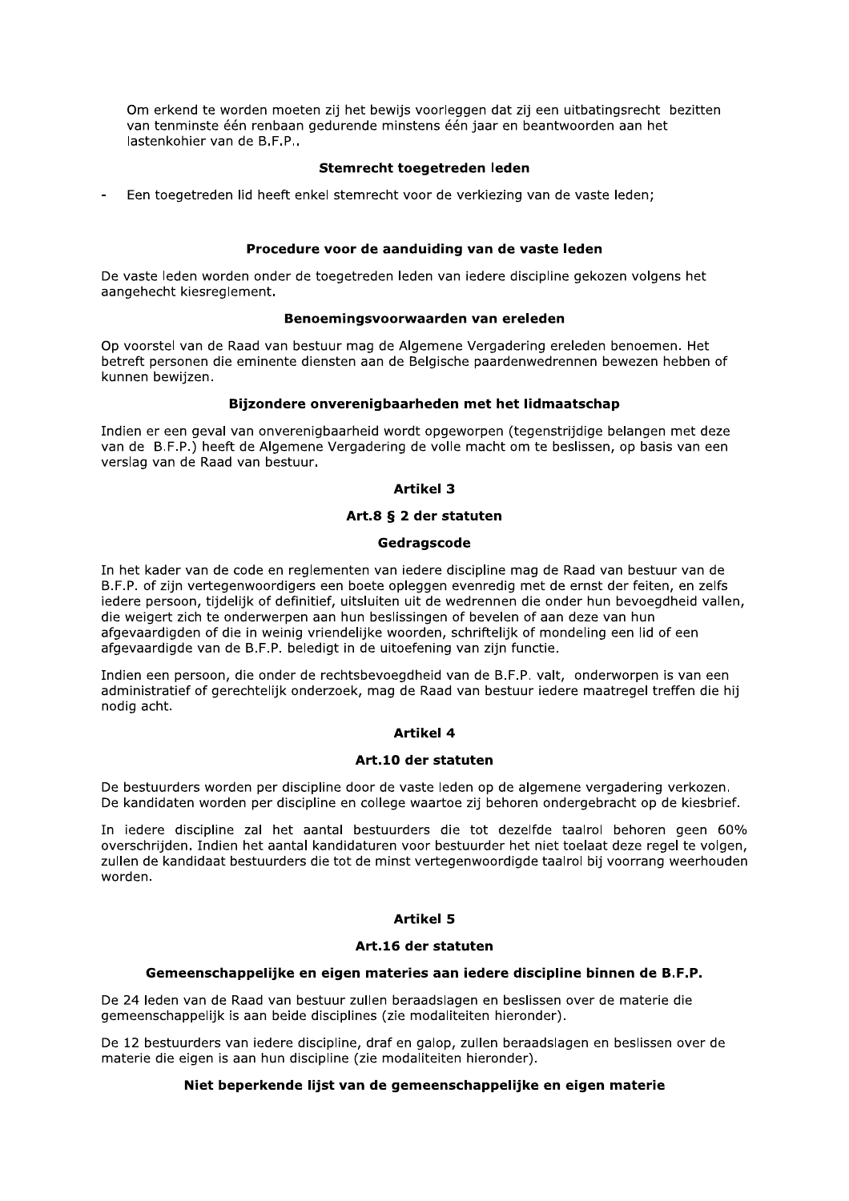Om erkend te worden moeten zij het bewijs voorleggen dat zij een uitbatingsrecht bezitten van tenminste één renbaan gedurende minstens één jaar en beantwoorden aan het lastenkohier van de B.F.P..

**Stemrecht toegetreden leden**

- Een toegetreden lid heeft enkel stemrecht voor de verkiezing van de vaste leden;

**Procedure voor de aanduiding van de vaste leden**

De vaste leden worden onder de toegetreden leden van iedere discipline gekozen volgens het aangehecht kiesreglement.

**Benoemingsvoorwaarden van ereleden**

Op voorstel van de Raad van bestuur mag de Algemene Vergadering ereleden benoemen. Het betreft personen die eminente diensten aan de Belgische paardenwedrennen bewezen hebben of kunnen bewijzen.

**Bijzondere onverenigbaarheden met het lidmaatschap**

Indien er een geval van onverenigbaarheid wordt opgeworpen (tegenstrijdige belangen met deze van de B.F.P.) heeft de Algemene Vergadering de volle macht om te beslissen, op basis van een verslag van de Raad van bestuur.

## Artikel 3

### Art.8 § 2 der statuten

**Gedragscode**

In het kader van de code en reglementen van iedere discipline mag de Raad van bestuur van de B.F.P. of zijn vertegenwoordigers een boete opleggen evenredig met de ernst der feiten, en zelfs iedere persoon, tijdelijk of definitief, uitsluiten uit de wedrennen die onder hun bevoegdheid vallen, die weigert zich te onderwerpen aan hun beslissingen of bevelen of aan deze van hun afgevaardigden of die in weinig vriendelijke woorden, schriftelijk of mondeling een lid of een afgevaardigde van de B.F.P. beledigt in de uitoefening van zijn functie.

Indien een persoon, die onder de rechtsbevoegdheid van de B.F.P. valt, onderworpen is van een administratief of gerechtelijk onderzoek, mag de Raad van bestuur iedere maatregel treffen die hij nodig acht.

## Artikel 4

### Art.10 der statuten

De bestuurders worden per discipline door de vaste leden op de algemene vergadering verkozen. De kandidaten worden per discipline en college waartoe zij behoren ondergebracht op de kiesbrief.

In iedere discipline zal het aantal bestuurders die tot dezelfde taalrol behoren geen 60% overschrijden. Indien het aantal kandidaturen voor bestuurder het niet toelaat deze regel te volgen, zullen de kandidaat bestuurders die tot de minst vertegenwoordigde taalrol bij voorrang weerhouden worden.

## Artikel 5

### Art.16 der statuten

**Gemeenschappelijke en eigen materies aan iedere discipline binnen de B.F.P.**

De 24 leden van de Raad van bestuur zullen beraadslagen en beslissen over de materie die gemeenschappelijk is aan beide disciplines (zie modaliteiten hieronder).

De 12 bestuurders van iedere discipline, draf en galop, zullen beraadslagen en beslissen over de materie die eigen is aan hun discipline (zie modaliteiten hieronder).

**Niet beperkende lijst van de gemeenschappelijke en eigen materie**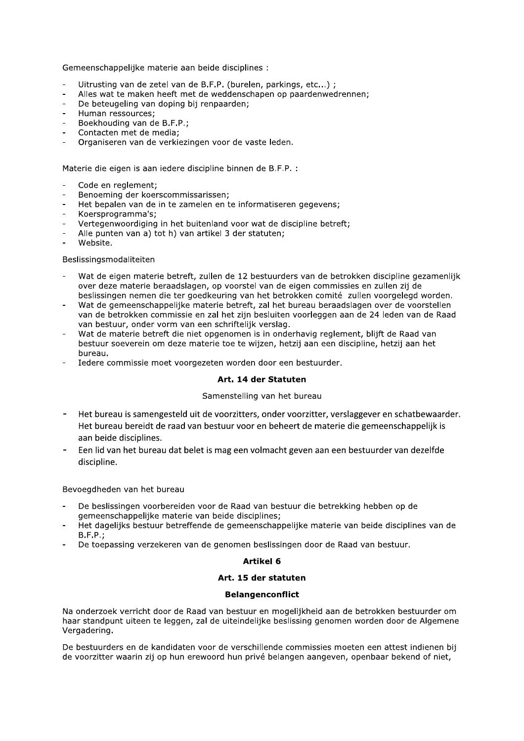Gemeenschappelijke materie aan beide disciplines :

- Uitrusting van de zetel van de B.F.P. (burelen, parkings, etc...) ;
- Alles wat te maken heeft met de weddenschapen op paardenwedrennen;
- De beteugeling van doping bij renpaarden;
- Human ressources;
- Boekhouding van de B.F.P.;
- Contacten met de media;
- Organiseren van de verkiezingen voor de vaste leden.

Materie die eigen is aan iedere discipline binnen de B.F.P. :

- Code en reglement;
- Benoeming der koerscommissarissen;
- Het bepalen van de in te zamelen en te informatiseren gegevens;
- Koersprogramma's;
- Vertegenwoordiging in het buitenland voor wat de discipline betreft;
- Alle punten van a) tot h) van artikel 3 der statuten;
- Website.

Beslissingsmodaliteiten

- Wat de eigen materie betreft, zullen de 12 bestuurders van de betrokken discipline gezamenlijk over deze materie beraadslagen, op voorstel van de eigen commissies en zullen zij de beslissingen nemen die ter goedkeuring van het betrokken comité zullen voorgelegd worden.
- Wat de gemeenschappelijke materie betreft, zal het bureau beraadslagen over de voorstellen van de betrokken commissie en zal het zijn besluiten voorleggen aan de 24 leden van de Raad van bestuur, onder vorm van een schriftelijk verslag.
- Wat de materie betreft die niet opgenomen is in onderhavig reglement, blijft de Raad van bestuur soeverein om deze materie toe te wijzen, hetzij aan een discipline, hetzij aan het bureau.
- Iedere commissie moet voorgezeten worden door een bestuurder.

**Art. 14 der Statuten**

Samenstelling van het bureau

- Het bureau is samengesteld uit de voorzitters, onder voorzitter, verslaggever en schatbewaarder. Het bureau bereidt de raad van bestuur voor en beheert de materie die gemeenschappelijk is aan beide disciplines.
- Een lid van het bureau dat belet is mag een volmacht geven aan een bestuurder van dezelfde discipline.

Bevoegdheden van het bureau

- De beslissingen voorbereiden voor de Raad van bestuur die betrekking hebben op de gemeenschappelijke materie van beide disciplines;
- Het dagelijks bestuur betreffende de gemeenschappelijke materie van beide disciplines van de B.F.P.;
- De toepassing verzekeren van de genomen beslissingen door de Raad van bestuur.

**Artikel 6**

**Art. 15 der statuten**

**Belangenconflict**

Na onderzoek verricht door de Raad van bestuur en mogelijkheid aan de betrokken bestuurder om haar standpunt uiteen te leggen, zal de uiteindelijke beslissing genomen worden door de Algemene Vergadering.

De bestuurders en de kandidaten voor de verschillende commissies moeten een attest indienen bij de voorzitter waarin zij op hun erewoord hun privé belangen aangeven, openbaar bekend of niet,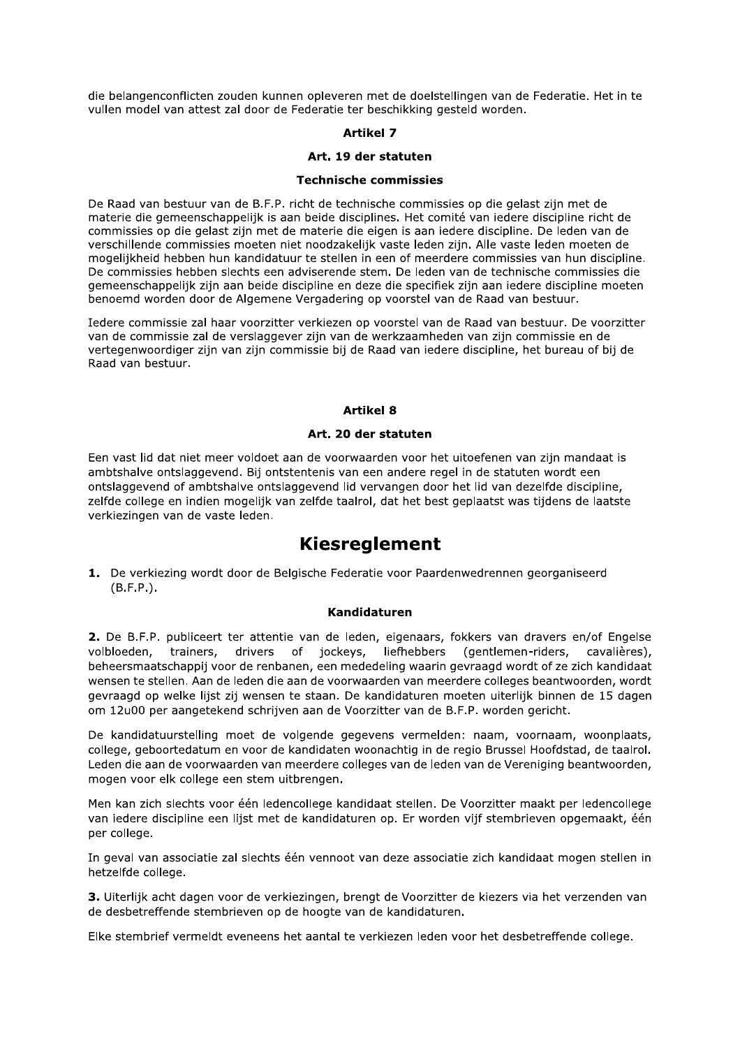die belangenconflicten zouden kunnen opleveren met de doelstellingen van de Federatie. Het in te vullen model van attest zal door de Federatie ter beschikking gesteld worden.

### Artikel 7

### Art. 19 der statuten

### Technische commissies

De Raad van bestuur van de B.F.P. richt de technische commissies op die gelast zijn met de materie die gemeenschappelijk is aan beide disciplines. Het comité van iedere discipline richt de commissies op die gelast zijn met de materie die eigen is aan iedere discipline. De leden van de verschillende commissies moeten niet noodzakelijk vaste leden zijn. Alle vaste leden moeten de mogelijkheid hebben hun kandidatuur te stellen in een of meerdere commissies van hun discipline. De commissies hebben slechts een adviserende stem. De leden van de technische commissies die gemeenschappelijk zijn aan beide discipline en deze die specifiek zijn aan iedere discipline moeten benoemd worden door de Algemene Vergadering op voorstel van de Raad van bestuur.

Iedere commissie zal haar voorzitter verkiezen op voorstel van de Raad van bestuur. De voorzitter van de commissie zal de verslaggever zijn van de werkzaamheden van zijn commissie en de vertegenwoordiger zijn van zijn commissie bij de Raad van iedere discipline, het bureau of bij de Raad van bestuur.

### Artikel 8

### Art. 20 der statuten

Een vast lid dat niet meer voldoet aan de voorwaarden voor het uitoefenen van zijn mandaat is ambtshalve ontslaggevend. Bij ontstentenis van een andere regel in de statuten wordt een ontslaggevend of ambtshalve ontslaggevend lid vervangen door het lid van dezelfde discipline, zelfde college en indien mogelijk van zelfde taalrol, dat het best geplaatst was tijdens de laatste verkiezingen van de vaste leden.

# Kiesreglement

**1.** De verkiezing wordt door de Belgische Federatie voor Paardenwedrennen georganiseerd (B.F.P.).

### Kandidaturen

**2.** De B.F.P. publiceert ter attentie van de leden, eigenaars, fokkers van dravers en/of Engelse volbloeden, trainers, drivers of jockeys, liefhebbers (gentlemen-riders, cavalières), beheersmaatschappij voor de renbanen, een mededeling waarin gevraagd wordt of ze zich kandidaat wensen te stellen. Aan de leden die aan de voorwaarden van meerdere colleges beantwoorden, wordt gevraagd op welke lijst zij wensen te staan. De kandidaturen moeten uiterlijk binnen de 15 dagen om 12u00 per aangetekend schrijven aan de Voorzitter van de B.F.P. worden gericht.

De kandidatuurstelling moet de volgende gegevens vermelden: naam, voornaam, woonplaats, college, geboortedatum en voor de kandidaten woonachtig in de regio Brussel Hoofdstad, de taalrol. Leden die aan de voorwaarden van meerdere colleges van de leden van de Vereniging beantwoorden, mogen voor elk college een stem uitbrengen.

Men kan zich slechts voor één ledencollege kandidaat stellen. De Voorzitter maakt per ledencollege van iedere discipline een lijst met de kandidaturen op. Er worden vijf stembrieven opgemaakt, één per college.

In geval van associatie zal slechts één vennoot van deze associatie zich kandidaat mogen stellen in hetzelfde college.

**3.** Uiterlijk acht dagen voor de verkiezingen, brengt de Voorzitter de kiezers via het verzenden van de desbetreffende stembrieven op de hoogte van de kandidaturen.

Elke stembrief vermeldt eveneens het aantal te verkiezen leden voor het desbetreffende college.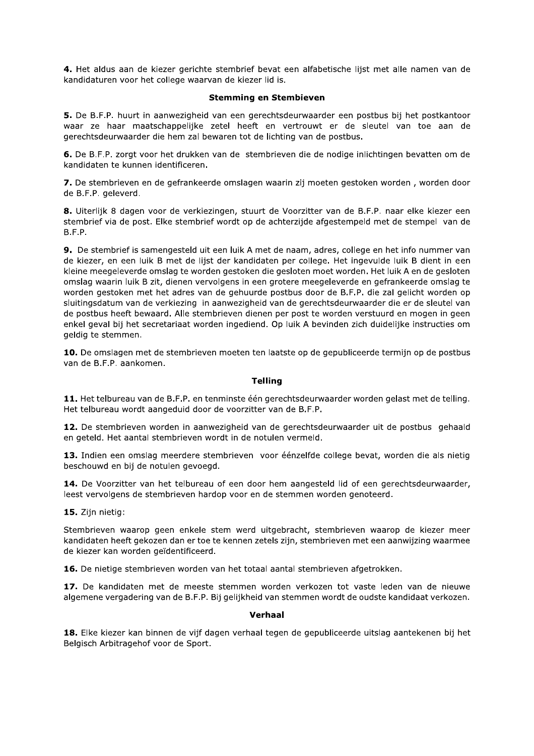**4.** Het aldus aan de kiezer gerichte stembrief bevat een alfabetische lijst met alle namen van de kandidaturen voor het college waarvan de kiezer lid is.

### Stemming en Stembieven

**5.** De B.F.P. huurt in aanwezigheid van een gerechtsdeurwaarder een postbus bij het postkantoor waar ze haar maatschappelijke zetel heeft en vertrouwt er de sleutel van toe aan de gerechtsdeurwaarder die hem zal bewaren tot de lichting van de postbus.

**6.** De B.F.P. zorgt voor het drukken van de stembrieven die de nodige inlichtingen bevatten om de kandidaten te kunnen identificeren.

**7.** De stembrieven en de gefrankeerde omslagen waarin zij moeten gestoken worden , worden door de B.F.P. geleverd.

**8.** Uiterlijk 8 dagen voor de verkiezingen, stuurt de Voorzitter van de B.F.P. naar elke kiezer een stembrief via de post. Elke stembrief wordt op de achterzijde afgestempeld met de stempel van de B.F.P.

**9.** De stembrief is samengesteld uit een luik A met de naam, adres, college en het info nummer van de kiezer, en een luik B met de lijst der kandidaten per college. Het ingevulde luik B dient in een kleine meegeleverde omslag te worden gestoken die gesloten moet worden. Het luik A en de gesloten omslag waarin luik B zit, dienen vervolgens in een grotere meegeleverde en gefrankeerde omslag te worden gestoken met het adres van de gehuurde postbus door de B.F.P. die zal gelicht worden op sluitingsdatum van de verkiezing in aanwezigheid van de gerechtsdeurwaarder die er de sleutel van de postbus heeft bewaard. Alle stembrieven dienen per post te worden verstuurd en mogen in geen enkel geval bij het secretariaat worden ingediend. Op luik A bevinden zich duidelijke instructies om geldig te stemmen.

**10.** De omslagen met de stembrieven moeten ten laatste op de gepubliceerde termijn op de postbus van de B.F.P. aankomen.

### Telling

**11.** Het telbureau van de B.F.P. en tenminste één gerechtsdeurwaarder worden gelast met de telling. Het telbureau wordt aangeduid door de voorzitter van de B.F.P.

**12.** De stembrieven worden in aanwezigheid van de gerechtsdeurwaarder uit de postbus gehaald en geteld. Het aantal stembrieven wordt in de notulen vermeld.

**13.** Indien een omslag meerdere stembrieven voor éénzelfde college bevat, worden die als nietig beschouwd en bij de notulen gevoegd.

**14.** De Voorzitter van het telbureau of een door hem aangesteld lid of een gerechtsdeurwaarder, leest vervolgens de stembrieven hardop voor en de stemmen worden genoteerd.

**15.** Zijn nietig:

Stembrieven waarop geen enkele stem werd uitgebracht, stembrieven waarop de kiezer meer kandidaten heeft gekozen dan er toe te kennen zetels zijn, stembrieven met een aanwijzing waarmee de kiezer kan worden geïdentificeerd.

**16.** De nietige stembrieven worden van het totaal aantal stembrieven afgetrokken.

**17.** De kandidaten met de meeste stemmen worden verkozen tot vaste leden van de nieuwe algemene vergadering van de B.F.P. Bij gelijkheid van stemmen wordt de oudste kandidaat verkozen.

### Verhaal

**18.** Elke kiezer kan binnen de vijf dagen verhaal tegen de gepubliceerde uitslag aantekenen bij het Belgisch Arbitragehof voor de Sport.